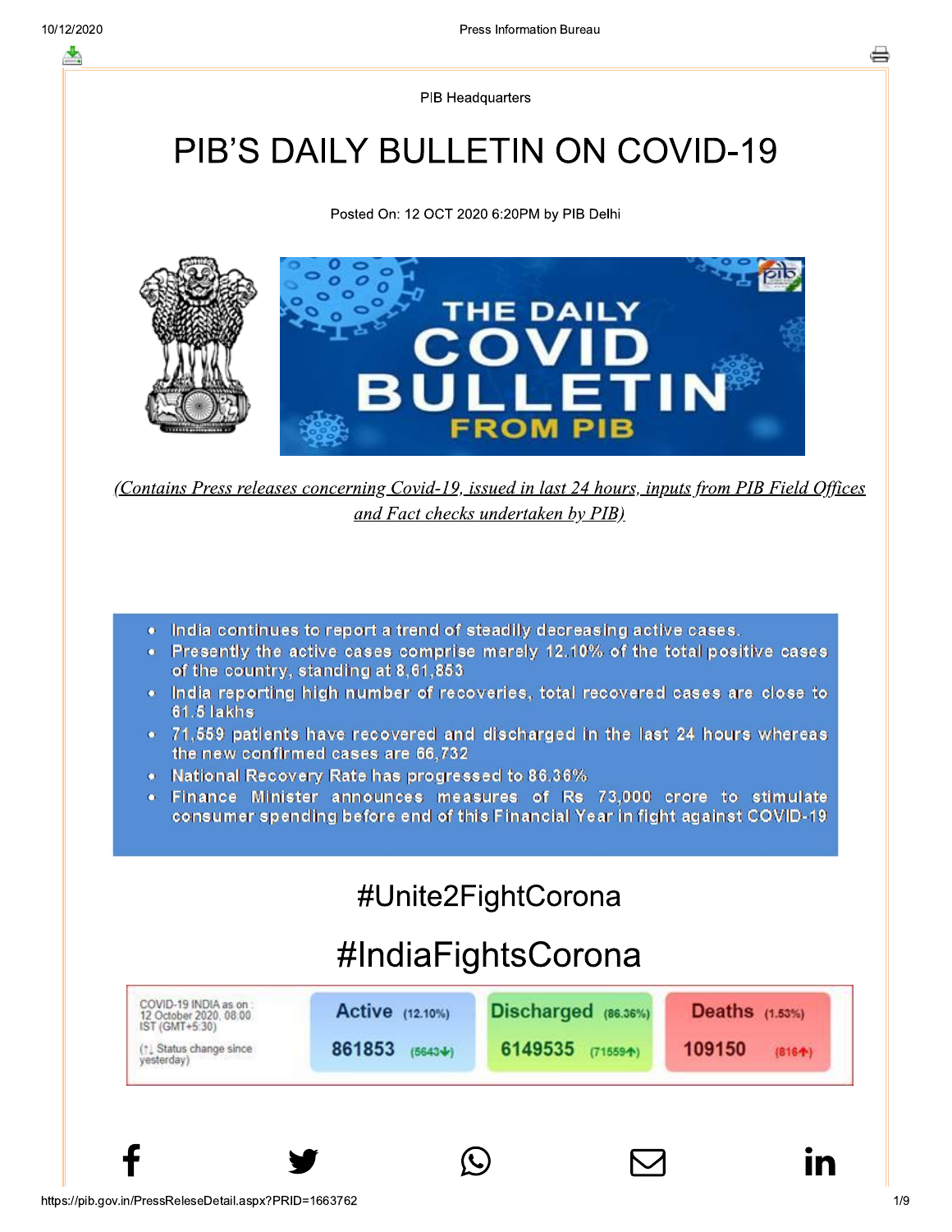PIB Headquarters

# PIB'S DAILY BULLETIN ON COVID-19

Posted On: 12 OCT 2020 6:20PM by PIB Delhi

*(Contains Press releases concerning Covid-19, issued in last 24 hours, inputs from PIB Field Offices and Fact checks undertaken by PIB)*

- India continues to report a trend of steadily decreasing active cases.
- Presently the active cases comprise merely 12.10% of the total positive cases of the country, standing at 8,61,853
- India reporting high number of recoveries, total recovered cases are close to 61.5 lakhs
- 71,559 patients have recovered and discharged in the last 24 hours whereas the new confirmed cases are 66,732
- National Recovery Rate has progressed to 86.36%
- Finance Minister announces measures of Rs 73,000 crore to stimulate consumer spending before end of this Financial Year in fight against COVID-19

#Unite2FightCorona

#IndiaFightsCorona

| COVID-19 INDIA as on : 12 October 2020, 08:00 IST (GMT+5:30) (↑↓ Status change since yesterday) | Active (12.10%) | Discharged (86.36%) | Deaths (1.53%) |
|---|---|---|---|
| | 861853 (5643↓) | 6149535 (71559↑) | 109150 (816↑) |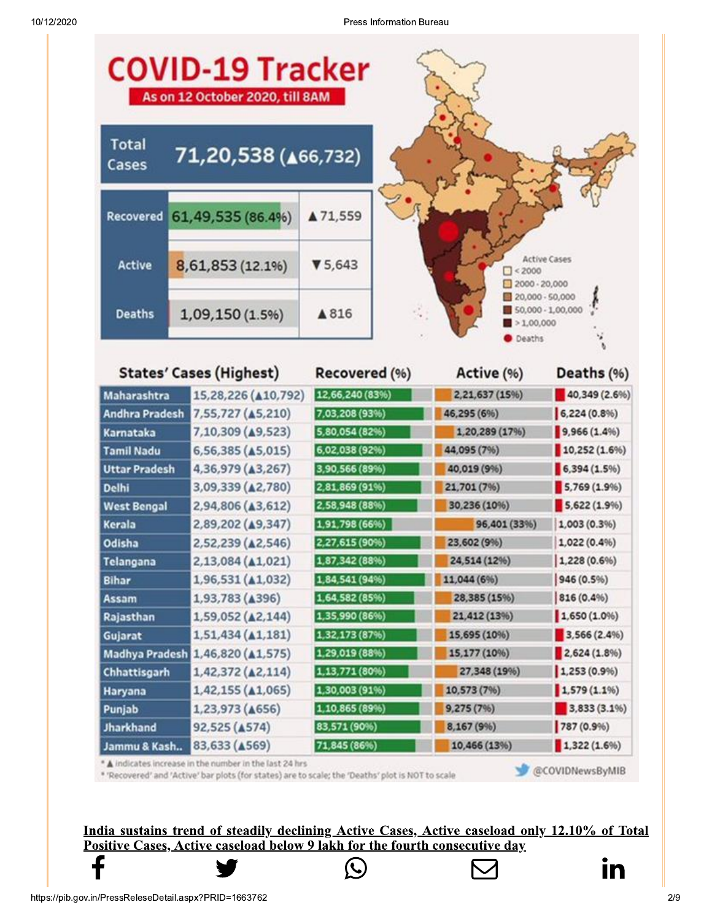# COVID-19 Tracker

**As on 12 October 2020, till 8AM**

| | | |
|---|---|---|
| Total Cases | 71,20,538 (▲66,732) | |
| Recovered | 61,49,535 (86.4%) | ▲71,559 |
| Active | 8,61,853 (12.1%) | ▼5,643 |
| Deaths | 1,09,150 (1.5%) | ▲816 |

Active Cases
- < 2000
- 2000 - 20,000
- 20,000 - 50,000
- 50,000 - 1,00,000
- > 1,00,000
- Deaths

| States' Cases (Highest) | | Recovered (%) | Active (%) | Deaths (%) |
|---|---|---|---|---|
| Maharashtra | 15,28,226 (▲10,792) | 12,66,240 (83%) | 2,21,637 (15%) | 40,349 (2.6%) |
| Andhra Pradesh | 7,55,727 (▲5,210) | 7,03,208 (93%) | 46,295 (6%) | 6,224 (0.8%) |
| Karnataka | 7,10,309 (▲9,523) | 5,80,054 (82%) | 1,20,289 (17%) | 9,966 (1.4%) |
| Tamil Nadu | 6,56,385 (▲5,015) | 6,02,038 (92%) | 44,095 (7%) | 10,252 (1.6%) |
| Uttar Pradesh | 4,36,979 (▲3,267) | 3,90,566 (89%) | 40,019 (9%) | 6,394 (1.5%) |
| Delhi | 3,09,339 (▲2,780) | 2,81,869 (91%) | 21,701 (7%) | 5,769 (1.9%) |
| West Bengal | 2,94,806 (▲3,612) | 2,58,948 (88%) | 30,236 (10%) | 5,622 (1.9%) |
| Kerala | 2,89,202 (▲9,347) | 1,91,798 (66%) | 96,401 (33%) | 1,003 (0.3%) |
| Odisha | 2,52,239 (▲2,546) | 2,27,615 (90%) | 23,602 (9%) | 1,022 (0.4%) |
| Telangana | 2,13,084 (▲1,021) | 1,87,342 (88%) | 24,514 (12%) | 1,228 (0.6%) |
| Bihar | 1,96,531 (▲1,032) | 1,84,541 (94%) | 11,044 (6%) | 946 (0.5%) |
| Assam | 1,93,783 (▲396) | 1,64,582 (85%) | 28,385 (15%) | 816 (0.4%) |
| Rajasthan | 1,59,052 (▲2,144) | 1,35,990 (86%) | 21,412 (13%) | 1,650 (1.0%) |
| Gujarat | 1,51,434 (▲1,181) | 1,32,173 (87%) | 15,695 (10%) | 3,566 (2.4%) |
| Madhya Pradesh | 1,46,820 (▲1,575) | 1,29,019 (88%) | 15,177 (10%) | 2,624 (1.8%) |
| Chhattisgarh | 1,42,372 (▲2,114) | 1,13,771 (80%) | 27,348 (19%) | 1,253 (0.9%) |
| Haryana | 1,42,155 (▲1,065) | 1,30,003 (91%) | 10,573 (7%) | 1,579 (1.1%) |
| Punjab | 1,23,973 (▲656) | 1,10,865 (89%) | 9,275 (7%) | 3,833 (3.1%) |
| Jharkhand | 92,525 (▲574) | 83,571 (90%) | 8,167 (9%) | 787 (0.9%) |
| Jammu & Kash.. | 83,633 (▲569) | 71,845 (86%) | 10,466 (13%) | 1,322 (1.6%) |

* ▲ indicates increase in the number in the last 24 hrs
* 'Recovered' and 'Active' bar plots (for states) are to scale; the 'Deaths' plot is NOT to scale

@COVIDNewsByMIB

**India sustains trend of steadily declining Active Cases, Active caseload only 12.10% of Total Positive Cases, Active caseload below 9 lakh for the fourth consecutive day**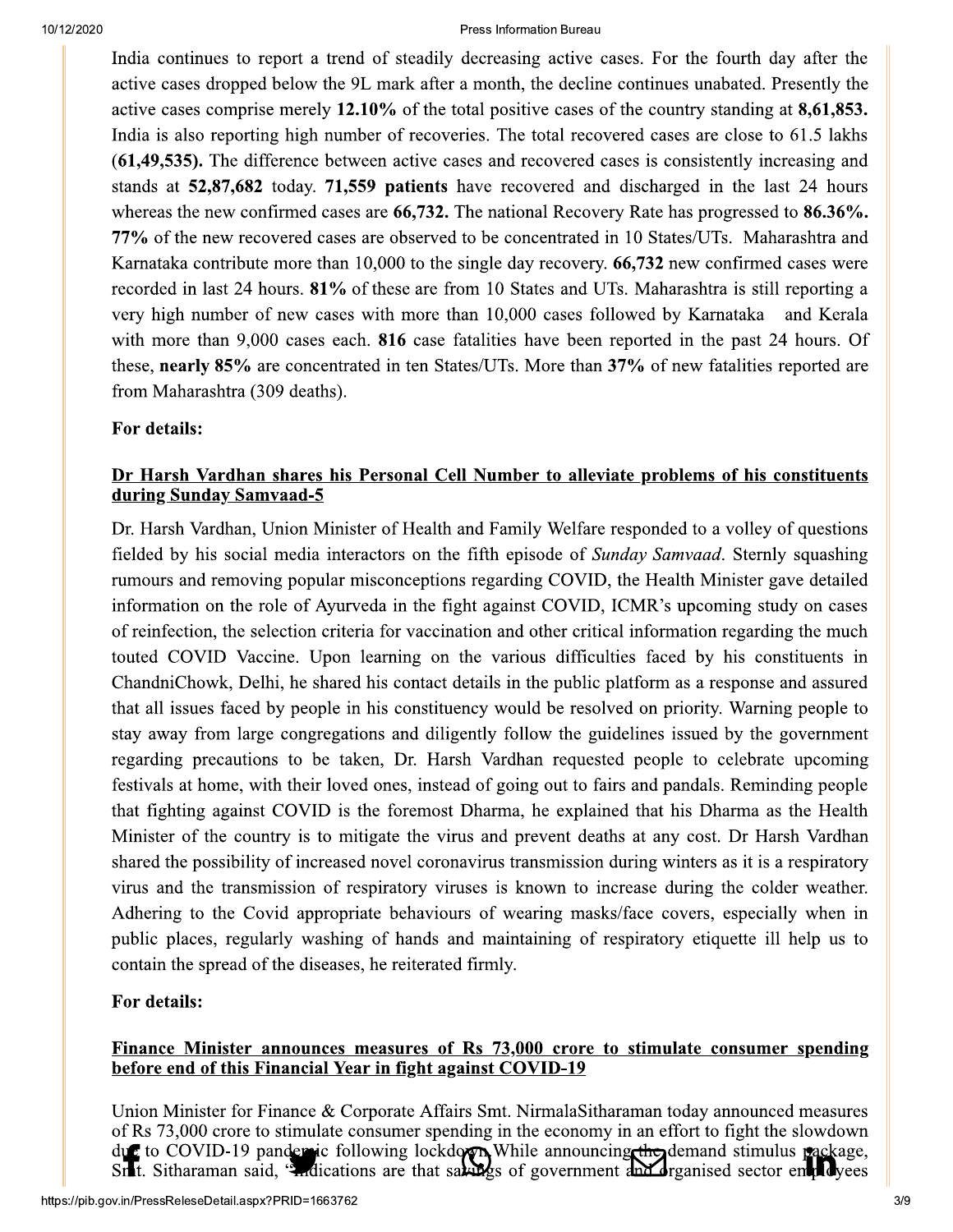India continues to report a trend of steadily decreasing active cases. For the fourth day after the active cases dropped below the 9L mark after a month, the decline continues unabated. Presently the active cases comprise merely **12.10%** of the total positive cases of the country standing at **8,61,853.** India is also reporting high number of recoveries. The total recovered cases are close to 61.5 lakhs **(61,49,535).** The difference between active cases and recovered cases is consistently increasing and stands at **52,87,682** today. **71,559 patients** have recovered and discharged in the last 24 hours whereas the new confirmed cases are **66,732.** The national Recovery Rate has progressed to **86.36%.** **77%** of the new recovered cases are observed to be concentrated in 10 States/UTs. Maharashtra and Karnataka contribute more than 10,000 to the single day recovery. **66,732** new confirmed cases were recorded in last 24 hours. **81%** of these are from 10 States and UTs. Maharashtra is still reporting a very high number of new cases with more than 10,000 cases followed by Karnataka and Kerala with more than 9,000 cases each. **816** case fatalities have been reported in the past 24 hours. Of these, **nearly 85%** are concentrated in ten States/UTs. More than **37%** of new fatalities reported are from Maharashtra (309 deaths).

**For details:**

## Dr Harsh Vardhan shares his Personal Cell Number to alleviate problems of his constituents during Sunday Samvaad-5

Dr. Harsh Vardhan, Union Minister of Health and Family Welfare responded to a volley of questions fielded by his social media interactors on the fifth episode of *Sunday Samvaad*. Sternly squashing rumours and removing popular misconceptions regarding COVID, the Health Minister gave detailed information on the role of Ayurveda in the fight against COVID, ICMR's upcoming study on cases of reinfection, the selection criteria for vaccination and other critical information regarding the much touted COVID Vaccine. Upon learning on the various difficulties faced by his constituents in ChandniChowk, Delhi, he shared his contact details in the public platform as a response and assured that all issues faced by people in his constituency would be resolved on priority. Warning people to stay away from large congregations and diligently follow the guidelines issued by the government regarding precautions to be taken, Dr. Harsh Vardhan requested people to celebrate upcoming festivals at home, with their loved ones, instead of going out to fairs and pandals. Reminding people that fighting against COVID is the foremost Dharma, he explained that his Dharma as the Health Minister of the country is to mitigate the virus and prevent deaths at any cost. Dr Harsh Vardhan shared the possibility of increased novel coronavirus transmission during winters as it is a respiratory virus and the transmission of respiratory viruses is known to increase during the colder weather. Adhering to the Covid appropriate behaviours of wearing masks/face covers, especially when in public places, regularly washing of hands and maintaining of respiratory etiquette ill help us to contain the spread of the diseases, he reiterated firmly.

**For details:**

## Finance Minister announces measures of Rs 73,000 crore to stimulate consumer spending before end of this Financial Year in fight against COVID-19

Union Minister for Finance & Corporate Affairs Smt. NirmalaSitharaman today announced measures of Rs 73,000 crore to stimulate consumer spending in the economy in an effort to fight the slowdown due to COVID-19 pandemic following lockdown. While announcing the demand stimulus package, Smt. Sitharaman said, "Indications are that savings of government and organised sector employees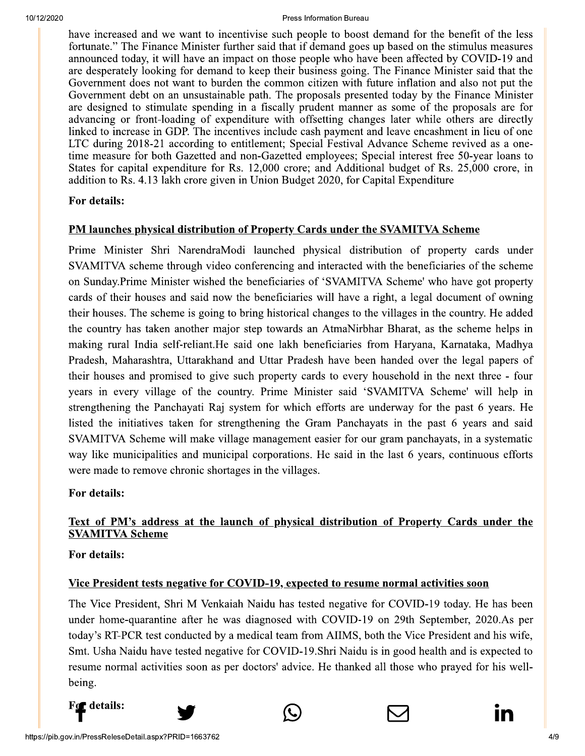have increased and we want to incentivise such people to boost demand for the benefit of the less fortunate." The Finance Minister further said that if demand goes up based on the stimulus measures announced today, it will have an impact on those people who have been affected by COVID-19 and are desperately looking for demand to keep their business going. The Finance Minister said that the Government does not want to burden the common citizen with future inflation and also not put the Government debt on an unsustainable path. The proposals presented today by the Finance Minister are designed to stimulate spending in a fiscally prudent manner as some of the proposals are for advancing or front-loading of expenditure with offsetting changes later while others are directly linked to increase in GDP. The incentives include cash payment and leave encashment in lieu of one LTC during 2018-21 according to entitlement; Special Festival Advance Scheme revived as a one-time measure for both Gazetted and non-Gazetted employees; Special interest free 50-year loans to States for capital expenditure for Rs. 12,000 crore; and Additional budget of Rs. 25,000 crore, in addition to Rs. 4.13 lakh crore given in Union Budget 2020, for Capital Expenditure

**For details:**

**PM launches physical distribution of Property Cards under the SVAMITVA Scheme**

Prime Minister Shri NarendraModi launched physical distribution of property cards under SVAMITVA scheme through video conferencing and interacted with the beneficiaries of the scheme on Sunday.Prime Minister wished the beneficiaries of 'SVAMITVA Scheme' who have got property cards of their houses and said now the beneficiaries will have a right, a legal document of owning their houses. The scheme is going to bring historical changes to the villages in the country. He added the country has taken another major step towards an AtmaNirbhar Bharat, as the scheme helps in making rural India self-reliant.He said one lakh beneficiaries from Haryana, Karnataka, Madhya Pradesh, Maharashtra, Uttarakhand and Uttar Pradesh have been handed over the legal papers of their houses and promised to give such property cards to every household in the next three - four years in every village of the country. Prime Minister said 'SVAMITVA Scheme' will help in strengthening the Panchayati Raj system for which efforts are underway for the past 6 years. He listed the initiatives taken for strengthening the Gram Panchayats in the past 6 years and said SVAMITVA Scheme will make village management easier for our gram panchayats, in a systematic way like municipalities and municipal corporations. He said in the last 6 years, continuous efforts were made to remove chronic shortages in the villages.

**For details:**

**Text of PM's address at the launch of physical distribution of Property Cards under the SVAMITVA Scheme**

**For details:**

**Vice President tests negative for COVID-19, expected to resume normal activities soon**

The Vice President, Shri M Venkaiah Naidu has tested negative for COVID-19 today. He has been under home-quarantine after he was diagnosed with COVID-19 on 29th September, 2020.As per today's RT-PCR test conducted by a medical team from AIIMS, both the Vice President and his wife, Smt. Usha Naidu have tested negative for COVID-19.Shri Naidu is in good health and is expected to resume normal activities soon as per doctors' advice. He thanked all those who prayed for his well-being.

**For details:**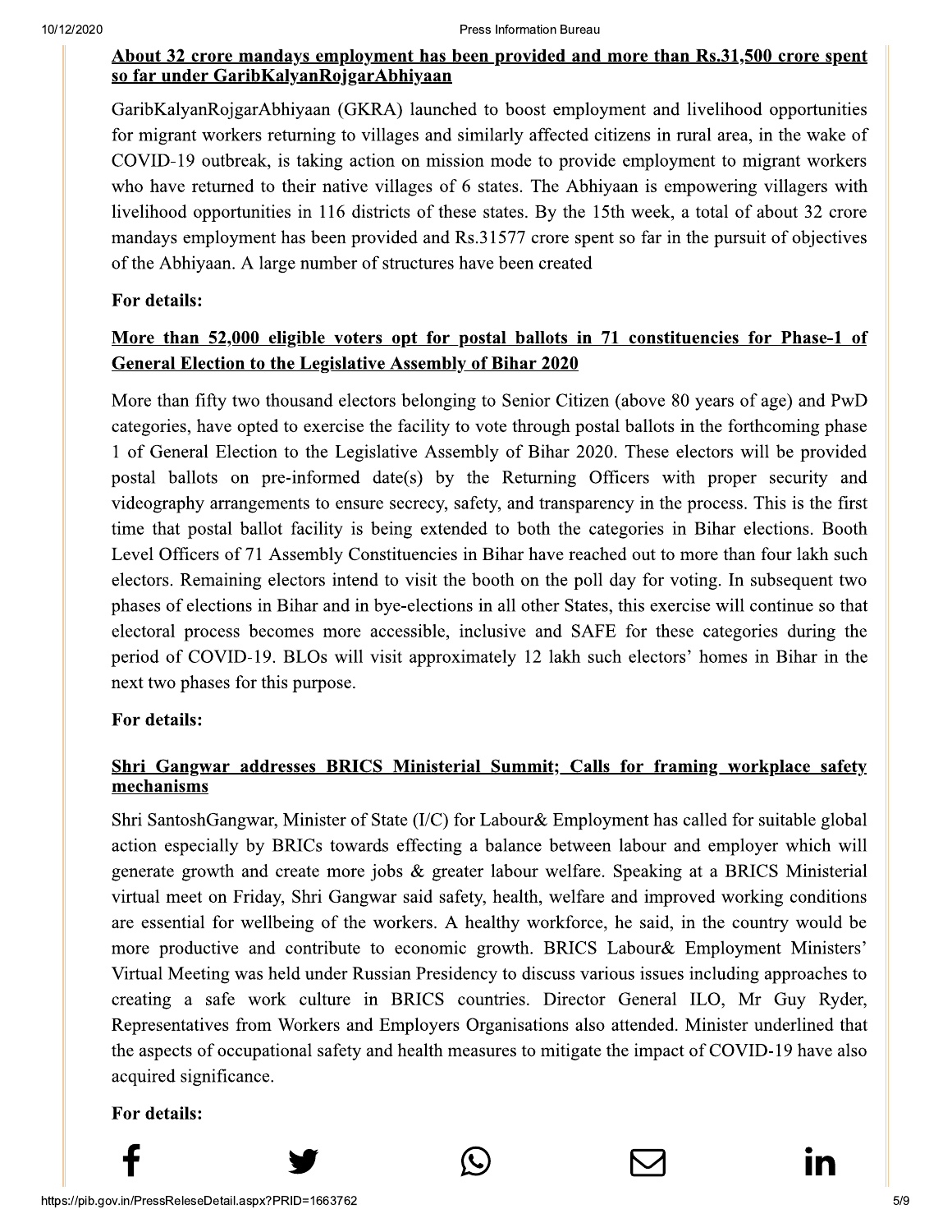**About 32 crore mandays employment has been provided and more than Rs.31,500 crore spent so far under GaribKalyanRojgarAbhiyaan**

GaribKalyanRojgarAbhiyaan (GKRA) launched to boost employment and livelihood opportunities for migrant workers returning to villages and similarly affected citizens in rural area, in the wake of COVID-19 outbreak, is taking action on mission mode to provide employment to migrant workers who have returned to their native villages of 6 states. The Abhiyaan is empowering villagers with livelihood opportunities in 116 districts of these states. By the 15th week, a total of about 32 crore mandays employment has been provided and Rs.31577 crore spent so far in the pursuit of objectives of the Abhiyaan. A large number of structures have been created

**For details:**

**More than 52,000 eligible voters opt for postal ballots in 71 constituencies for Phase-1 of General Election to the Legislative Assembly of Bihar 2020**

More than fifty two thousand electors belonging to Senior Citizen (above 80 years of age) and PwD categories, have opted to exercise the facility to vote through postal ballots in the forthcoming phase 1 of General Election to the Legislative Assembly of Bihar 2020. These electors will be provided postal ballots on pre-informed date(s) by the Returning Officers with proper security and videography arrangements to ensure secrecy, safety, and transparency in the process. This is the first time that postal ballot facility is being extended to both the categories in Bihar elections. Booth Level Officers of 71 Assembly Constituencies in Bihar have reached out to more than four lakh such electors. Remaining electors intend to visit the booth on the poll day for voting. In subsequent two phases of elections in Bihar and in bye-elections in all other States, this exercise will continue so that electoral process becomes more accessible, inclusive and SAFE for these categories during the period of COVID-19. BLOs will visit approximately 12 lakh such electors' homes in Bihar in the next two phases for this purpose.

**For details:**

**Shri Gangwar addresses BRICS Ministerial Summit; Calls for framing workplace safety mechanisms**

Shri SantoshGangwar, Minister of State (I/C) for Labour& Employment has called for suitable global action especially by BRICs towards effecting a balance between labour and employer which will generate growth and create more jobs & greater labour welfare. Speaking at a BRICS Ministerial virtual meet on Friday, Shri Gangwar said safety, health, welfare and improved working conditions are essential for wellbeing of the workers. A healthy workforce, he said, in the country would be more productive and contribute to economic growth. BRICS Labour& Employment Ministers' Virtual Meeting was held under Russian Presidency to discuss various issues including approaches to creating a safe work culture in BRICS countries. Director General ILO, Mr Guy Ryder, Representatives from Workers and Employers Organisations also attended. Minister underlined that the aspects of occupational safety and health measures to mitigate the impact of COVID-19 have also acquired significance.

**For details:**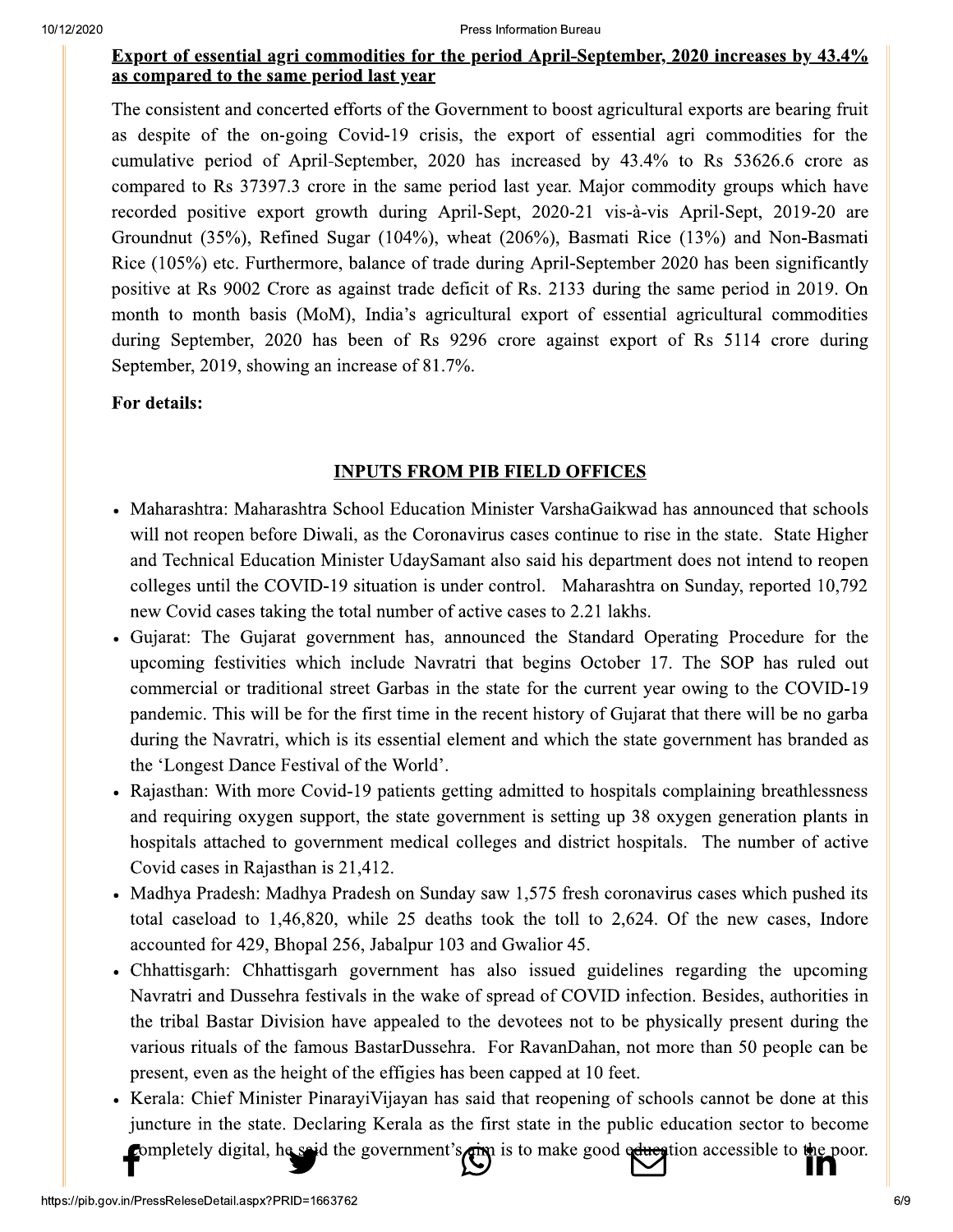**Export of essential agri commodities for the period April-September, 2020 increases by 43.4% as compared to the same period last year**

The consistent and concerted efforts of the Government to boost agricultural exports are bearing fruit as despite of the on-going Covid-19 crisis, the export of essential agri commodities for the cumulative period of April-September, 2020 has increased by 43.4% to Rs 53626.6 crore as compared to Rs 37397.3 crore in the same period last year. Major commodity groups which have recorded positive export growth during April-Sept, 2020-21 vis-à-vis April-Sept, 2019-20 are Groundnut (35%), Refined Sugar (104%), wheat (206%), Basmati Rice (13%) and Non-Basmati Rice (105%) etc. Furthermore, balance of trade during April-September 2020 has been significantly positive at Rs 9002 Crore as against trade deficit of Rs. 2133 during the same period in 2019. On month to month basis (MoM), India's agricultural export of essential agricultural commodities during September, 2020 has been of Rs 9296 crore against export of Rs 5114 crore during September, 2019, showing an increase of 81.7%.

**For details:**

## INPUTS FROM PIB FIELD OFFICES

- Maharashtra: Maharashtra School Education Minister VarshaGaikwad has announced that schools will not reopen before Diwali, as the Coronavirus cases continue to rise in the state. State Higher and Technical Education Minister UdaySamant also said his department does not intend to reopen colleges until the COVID-19 situation is under control. Maharashtra on Sunday, reported 10,792 new Covid cases taking the total number of active cases to 2.21 lakhs.
- Gujarat: The Gujarat government has, announced the Standard Operating Procedure for the upcoming festivities which include Navratri that begins October 17. The SOP has ruled out commercial or traditional street Garbas in the state for the current year owing to the COVID-19 pandemic. This will be for the first time in the recent history of Gujarat that there will be no garba during the Navratri, which is its essential element and which the state government has branded as the 'Longest Dance Festival of the World'.
- Rajasthan: With more Covid-19 patients getting admitted to hospitals complaining breathlessness and requiring oxygen support, the state government is setting up 38 oxygen generation plants in hospitals attached to government medical colleges and district hospitals. The number of active Covid cases in Rajasthan is 21,412.
- Madhya Pradesh: Madhya Pradesh on Sunday saw 1,575 fresh coronavirus cases which pushed its total caseload to 1,46,820, while 25 deaths took the toll to 2,624. Of the new cases, Indore accounted for 429, Bhopal 256, Jabalpur 103 and Gwalior 45.
- Chhattisgarh: Chhattisgarh government has also issued guidelines regarding the upcoming Navratri and Dussehra festivals in the wake of spread of COVID infection. Besides, authorities in the tribal Bastar Division have appealed to the devotees not to be physically present during the various rituals of the famous BastarDussehra. For RavanDahan, not more than 50 people can be present, even as the height of the effigies has been capped at 10 feet.
- Kerala: Chief Minister PinarayiVijayan has said that reopening of schools cannot be done at this juncture in the state. Declaring Kerala as the first state in the public education sector to become completely digital, he said the government's aim is to make good education accessible to the poor.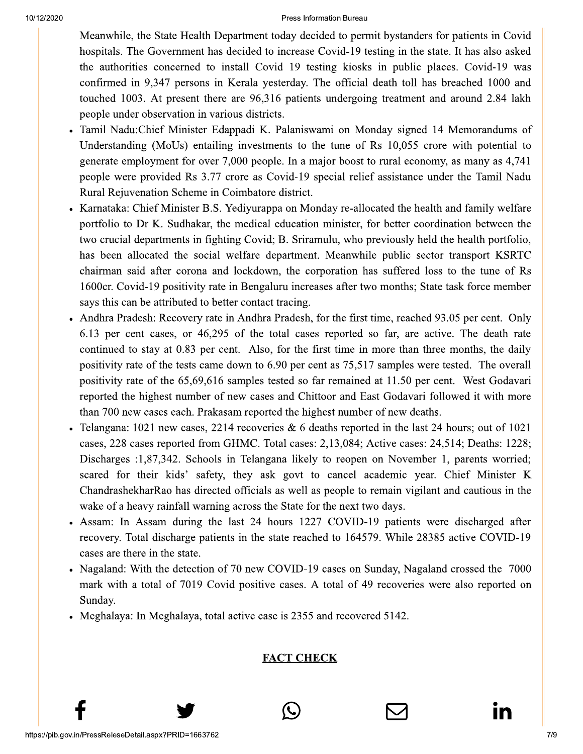Meanwhile, the State Health Department today decided to permit bystanders for patients in Covid hospitals. The Government has decided to increase Covid-19 testing in the state. It has also asked the authorities concerned to install Covid 19 testing kiosks in public places. Covid-19 was confirmed in 9,347 persons in Kerala yesterday. The official death toll has breached 1000 and touched 1003. At present there are 96,316 patients undergoing treatment and around 2.84 lakh people under observation in various districts.

- Tamil Nadu:Chief Minister Edappadi K. Palaniswami on Monday signed 14 Memorandums of Understanding (MoUs) entailing investments to the tune of Rs 10,055 crore with potential to generate employment for over 7,000 people. In a major boost to rural economy, as many as 4,741 people were provided Rs 3.77 crore as Covid-19 special relief assistance under the Tamil Nadu Rural Rejuvenation Scheme in Coimbatore district.
- Karnataka: Chief Minister B.S. Yediyurappa on Monday re-allocated the health and family welfare portfolio to Dr K. Sudhakar, the medical education minister, for better coordination between the two crucial departments in fighting Covid; B. Sriramulu, who previously held the health portfolio, has been allocated the social welfare department. Meanwhile public sector transport KSRTC chairman said after corona and lockdown, the corporation has suffered loss to the tune of Rs 1600cr. Covid-19 positivity rate in Bengaluru increases after two months; State task force member says this can be attributed to better contact tracing.
- Andhra Pradesh: Recovery rate in Andhra Pradesh, for the first time, reached 93.05 per cent. Only 6.13 per cent cases, or 46,295 of the total cases reported so far, are active. The death rate continued to stay at 0.83 per cent. Also, for the first time in more than three months, the daily positivity rate of the tests came down to 6.90 per cent as 75,517 samples were tested. The overall positivity rate of the 65,69,616 samples tested so far remained at 11.50 per cent. West Godavari reported the highest number of new cases and Chittoor and East Godavari followed it with more than 700 new cases each. Prakasam reported the highest number of new deaths.
- Telangana: 1021 new cases, 2214 recoveries & 6 deaths reported in the last 24 hours; out of 1021 cases, 228 cases reported from GHMC. Total cases: 2,13,084; Active cases: 24,514; Deaths: 1228; Discharges :1,87,342. Schools in Telangana likely to reopen on November 1, parents worried; scared for their kids' safety, they ask govt to cancel academic year. Chief Minister K ChandrashekharRao has directed officials as well as people to remain vigilant and cautious in the wake of a heavy rainfall warning across the State for the next two days.
- Assam: In Assam during the last 24 hours 1227 COVID-19 patients were discharged after recovery. Total discharge patients in the state reached to 164579. While 28385 active COVID-19 cases are there in the state.
- Nagaland: With the detection of 70 new COVID-19 cases on Sunday, Nagaland crossed the 7000 mark with a total of 7019 Covid positive cases. A total of 49 recoveries were also reported on Sunday.
- Meghalaya: In Meghalaya, total active case is 2355 and recovered 5142.

## FACT CHECK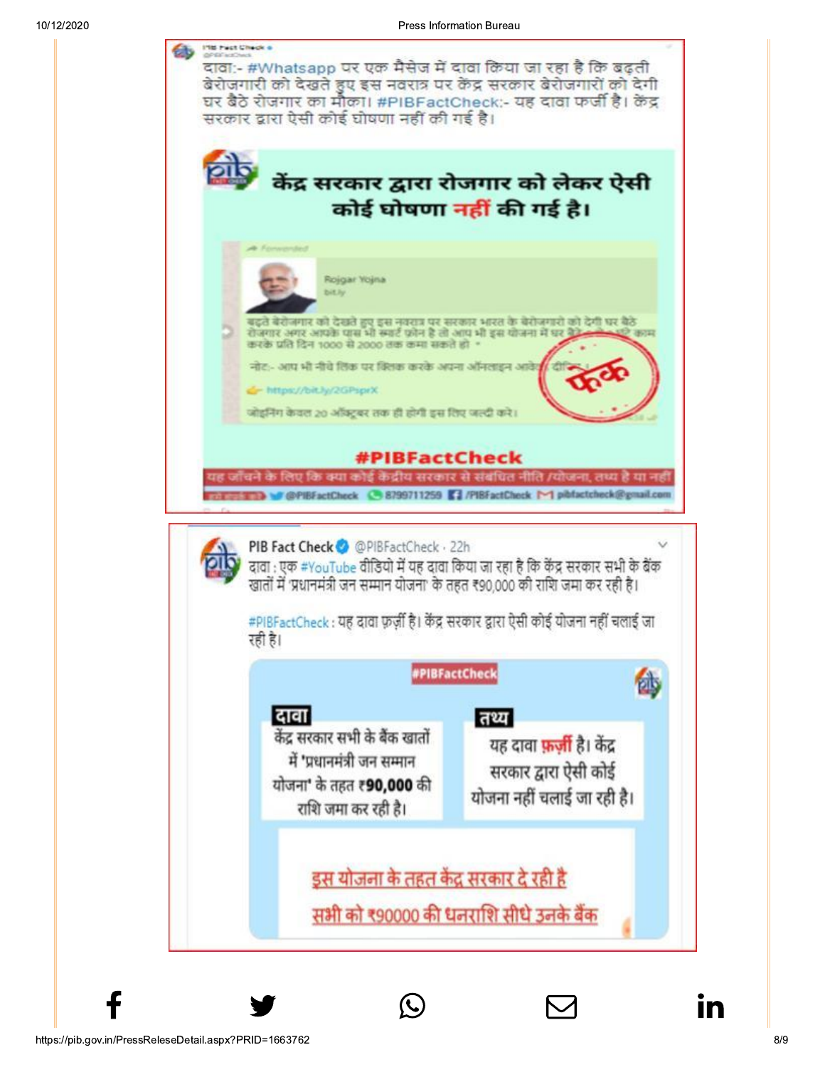PIB Fact Check
@PIBFactCheck

दावा:- #Whatsapp पर एक मैसेज में दावा किया जा रहा है कि बढ़ती बेरोजगारी को देखते हुए इस नवरात्र पर केंद्र सरकार बेरोजगारों को देगी घर बैठे रोजगार का मौका। #PIBFactCheck:- यह दावा फर्जी है। केंद्र सरकार द्वारा ऐसी कोई घोषणा नहीं की गई है।

**केंद्र सरकार द्वारा रोजगार को लेकर ऐसी कोई घोषणा नहीं की गई है।**

Forwarded

Rojgar Yojna
bit.ly

बढ़ते बेरोजगार को देखते हुए इस नवरात्र पर सरकार भारत के बेरोजगारों को देगी घर बैठे रोजगार अगर आपके पास भी स्मार्ट फोन है तो आप भी इस योजना में घर बैठे ... काम करके प्रति दिन 1000 से 2000 तक कमा सकते हो *

नोट:- आप भी नीचे लिंक पर क्लिक करके अपना ऑनलाइन आवेदन दीजिए।

https://bit.ly/2GPsprX

जोइनिंग केवल 20 अक्टूबर तक ही होगी इस लिए जल्दी करे।

फेक

#PIBFactCheck

यह जाँचने के लिए कि क्या कोई केंद्रीय सरकार से संबंधित नीति /योजना, तथ्य है या नहीं

@PIBFactCheck 8799711259 /PIBFactCheck pibfactcheck@gmail.com

PIB Fact Check @PIBFactCheck · 22h

दावा : एक #YouTube वीडियो में यह दावा किया जा रहा है कि केंद्र सरकार सभी के बैंक खातों में 'प्रधानमंत्री जन सम्मान योजना' के तहत ₹90,000 की राशि जमा कर रही है।

#PIBFactCheck : यह दावा फ़र्ज़ी है। केंद्र सरकार द्वारा ऐसी कोई योजना नहीं चलाई जा रही है।

#PIBFactCheck

**दावा**

केंद्र सरकार सभी के बैंक खातों में 'प्रधानमंत्री जन सम्मान योजना' के तहत ₹**90,000** की राशि जमा कर रही है।

**तथ्य**

यह दावा फ़र्ज़ी है। केंद्र सरकार द्वारा ऐसी कोई योजना नहीं चलाई जा रही है।

इस योजना के तहत केंद्र सरकार दे रही है
सभी को ₹90000 की धनराशि सीधे उनके बैंक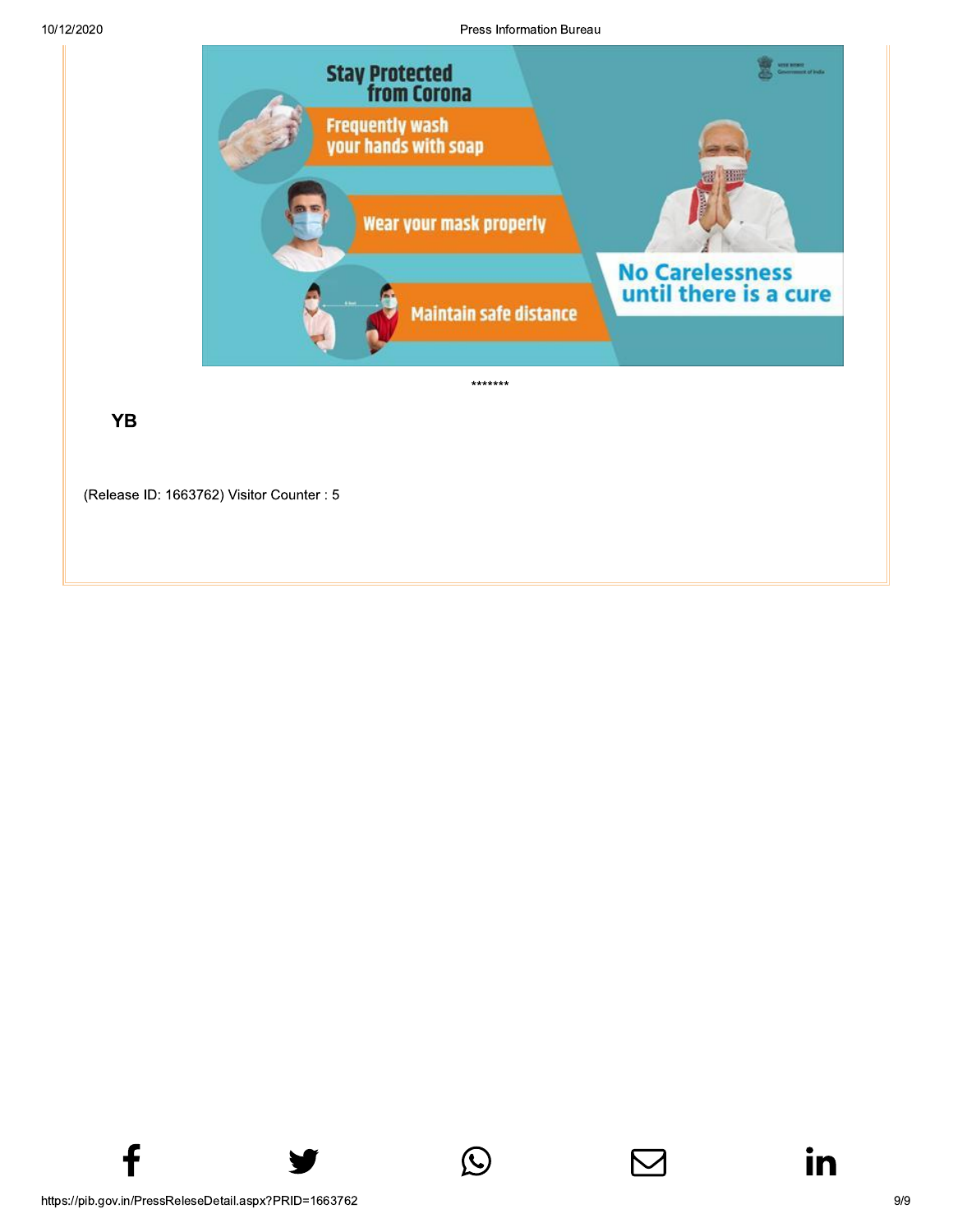Stay Protected from Corona

Frequently wash your hands with soap

Wear your mask properly

Maintain safe distance

No Carelessness until there is a cure

*******

**YB**

(Release ID: 1663762) Visitor Counter : 5